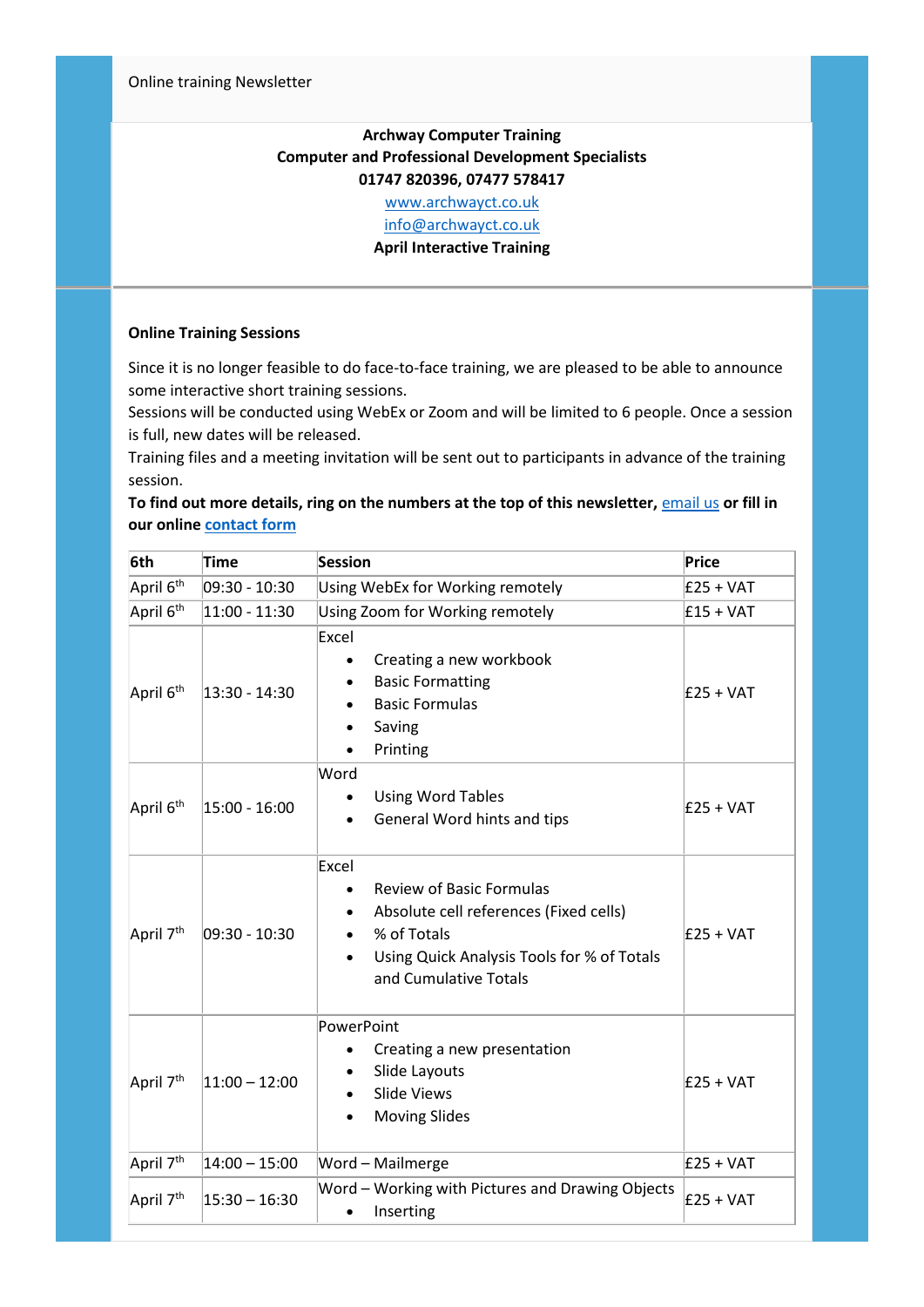Online training Newsletter

**Archway Computer Training**
**Computer and Professional Development Specialists**
**01747 820396, 07477 578417**

[www.archwayct.co.uk](www.archwayct.co.uk)
[info@archwayct.co.uk](info@archwayct.co.uk)

**April Interactive Training**

**Online Training Sessions**

Since it is no longer feasible to do face-to-face training, we are pleased to be able to announce some interactive short training sessions.
Sessions will be conducted using WebEx or Zoom and will be limited to 6 people. Once a session is full, new dates will be released.
Training files and a meeting invitation will be sent out to participants in advance of the training session.
**To find out more details, ring on the numbers at the top of this newsletter, email us or fill in our online contact form**

| 6th | Time | Session | Price |
|---|---|---|---|
| April 6th | 09:30 - 10:30 | Using WebEx for Working remotely | £25 + VAT |
| April 6th | 11:00 - 11:30 | Using Zoom for Working remotely | £15 + VAT |
| April 6th | 13:30 - 14:30 | Excel<br>• Creating a new workbook<br>• Basic Formatting<br>• Basic Formulas<br>• Saving<br>• Printing | £25 + VAT |
| April 6th | 15:00 - 16:00 | Word<br>• Using Word Tables<br>• General Word hints and tips | £25 + VAT |
| April 7th | 09:30 - 10:30 | Excel<br>• Review of Basic Formulas<br>• Absolute cell references (Fixed cells)<br>• % of Totals<br>• Using Quick Analysis Tools for % of Totals and Cumulative Totals | £25 + VAT |
| April 7th | 11:00 – 12:00 | PowerPoint<br>• Creating a new presentation<br>• Slide Layouts<br>• Slide Views<br>• Moving Slides | £25 + VAT |
| April 7th | 14:00 – 15:00 | Word – Mailmerge | £25 + VAT |
| April 7th | 15:30 – 16:30 | Word – Working with Pictures and Drawing Objects<br>• Inserting | £25 + VAT |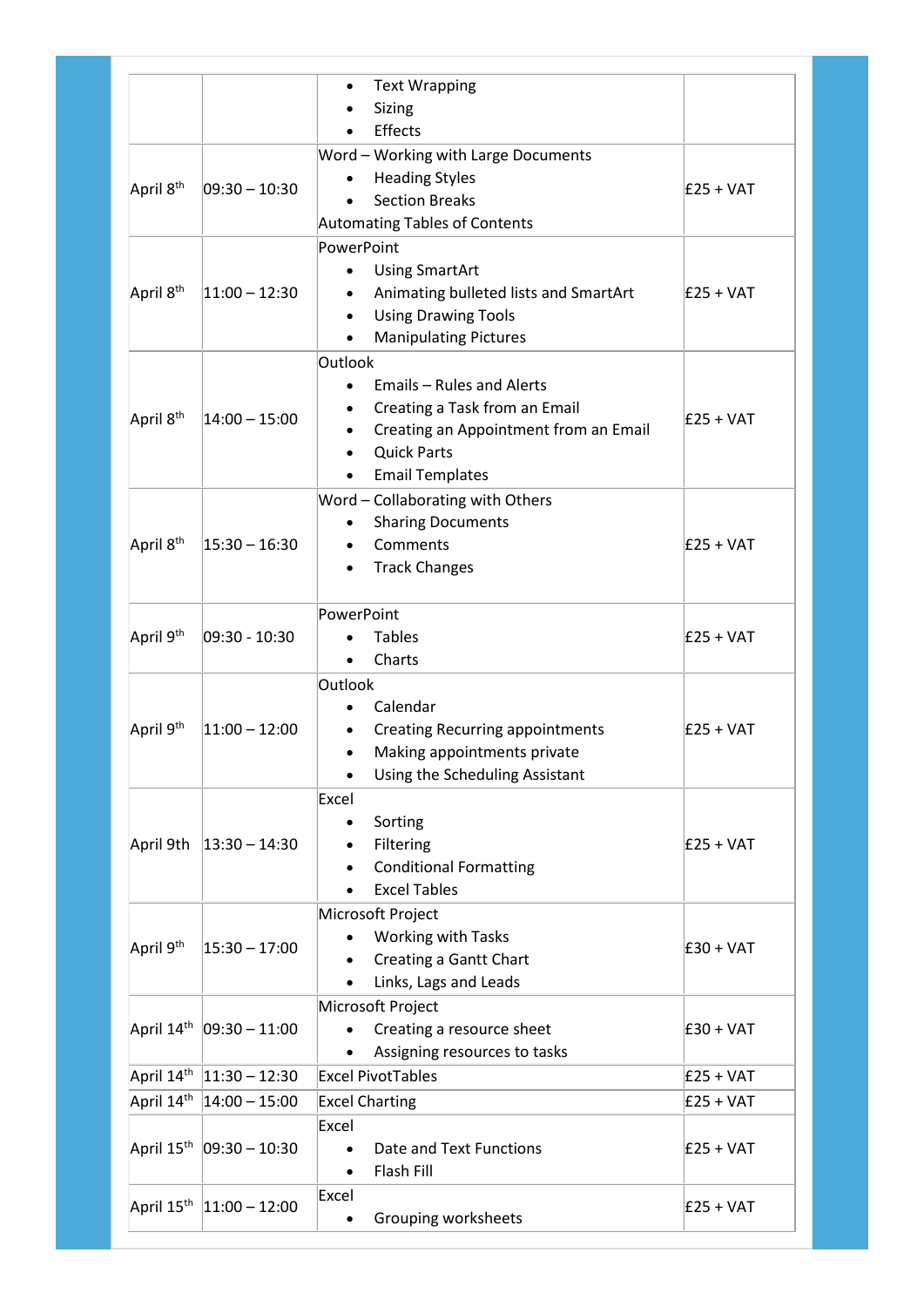| | | | |
|---|---|---|---|
| | | • Text Wrapping<br>• Sizing<br>• Effects | |
| April 8th | 09:30 – 10:30 | Word – Working with Large Documents<br>• Heading Styles<br>• Section Breaks<br>Automating Tables of Contents | £25 + VAT |
| April 8th | 11:00 – 12:30 | PowerPoint<br>• Using SmartArt<br>• Animating bulleted lists and SmartArt<br>• Using Drawing Tools<br>• Manipulating Pictures | £25 + VAT |
| April 8th | 14:00 – 15:00 | Outlook<br>• Emails – Rules and Alerts<br>• Creating a Task from an Email<br>• Creating an Appointment from an Email<br>• Quick Parts<br>• Email Templates | £25 + VAT |
| April 8th | 15:30 – 16:30 | Word – Collaborating with Others<br>• Sharing Documents<br>• Comments<br>• Track Changes | £25 + VAT |
| April 9th | 09:30 - 10:30 | PowerPoint<br>• Tables<br>• Charts | £25 + VAT |
| April 9th | 11:00 – 12:00 | Outlook<br>• Calendar<br>• Creating Recurring appointments<br>• Making appointments private<br>• Using the Scheduling Assistant | £25 + VAT |
| April 9th | 13:30 – 14:30 | Excel<br>• Sorting<br>• Filtering<br>• Conditional Formatting<br>• Excel Tables | £25 + VAT |
| April 9th | 15:30 – 17:00 | Microsoft Project<br>• Working with Tasks<br>• Creating a Gantt Chart<br>• Links, Lags and Leads | £30 + VAT |
| April 14th | 09:30 – 11:00 | Microsoft Project<br>• Creating a resource sheet<br>• Assigning resources to tasks | £30 + VAT |
| April 14th | 11:30 – 12:30 | Excel PivotTables | £25 + VAT |
| April 14th | 14:00 – 15:00 | Excel Charting | £25 + VAT |
| April 15th | 09:30 – 10:30 | Excel<br>• Date and Text Functions<br>• Flash Fill | £25 + VAT |
| April 15th | 11:00 – 12:00 | Excel<br>• Grouping worksheets | £25 + VAT |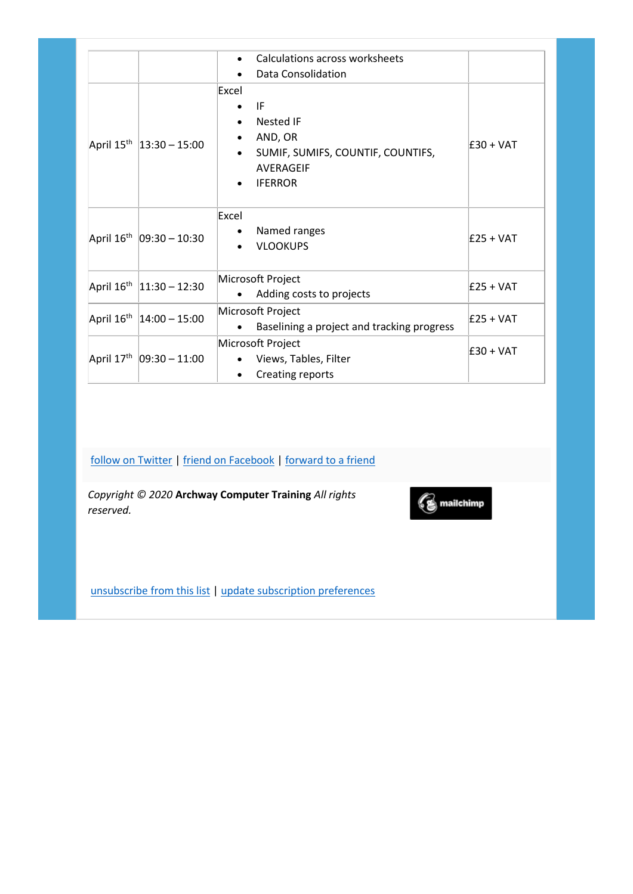| | | | |
|---|---|---|---|
| | | • Calculations across worksheets<br>• Data Consolidation | |
| April 15th | 13:30 – 15:00 | Excel<br>• IF<br>• Nested IF<br>• AND, OR<br>• SUMIF, SUMIFS, COUNTIF, COUNTIFS, AVERAGEIF<br>• IFERROR | £30 + VAT |
| April 16th | 09:30 – 10:30 | Excel<br>• Named ranges<br>• VLOOKUPS | £25 + VAT |
| April 16th | 11:30 – 12:30 | Microsoft Project<br>• Adding costs to projects | £25 + VAT |
| April 16th | 14:00 – 15:00 | Microsoft Project<br>• Baselining a project and tracking progress | £25 + VAT |
| April 17th | 09:30 – 11:00 | Microsoft Project<br>• Views, Tables, Filter<br>• Creating reports | £30 + VAT |

follow on Twitter | friend on Facebook | forward to a friend

*Copyright © 2020* **Archway Computer Training** *All rights reserved.*

mailchimp

unsubscribe from this list | update subscription preferences